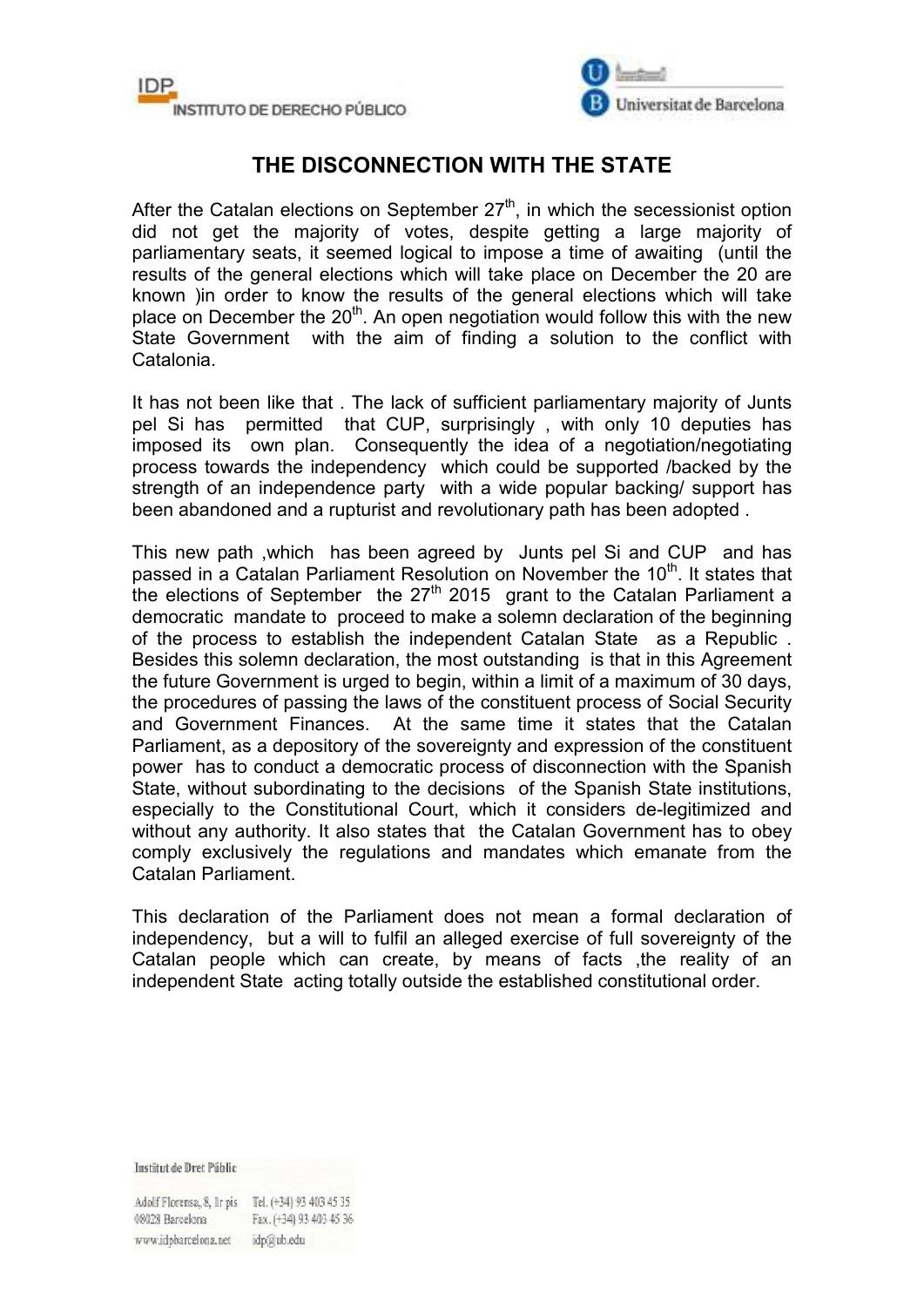# THE DISCONNECTION WITH THE STATE

After the Catalan elections on September 27th, in which the secessionist option did not get the majority of votes, despite getting a large majority of parliamentary seats, it seemed logical to impose a time of awaiting (until the results of the general elections which will take place on December the 20 are known )in order to know the results of the general elections which will take place on December the 20th. An open negotiation would follow this with the new State Government with the aim of finding a solution to the conflict with Catalonia.

It has not been like that . The lack of sufficient parliamentary majority of Junts pel Si has permitted that CUP, surprisingly , with only 10 deputies has imposed its own plan. Consequently the idea of a negotiation/negotiating process towards the independency which could be supported /backed by the strength of an independence party with a wide popular backing/ support has been abandoned and a rupturist and revolutionary path has been adopted .

This new path ,which has been agreed by Junts pel Si and CUP and has passed in a Catalan Parliament Resolution on November the 10th. It states that the elections of September the 27th 2015 grant to the Catalan Parliament a democratic mandate to proceed to make a solemn declaration of the beginning of the process to establish the independent Catalan State as a Republic . Besides this solemn declaration, the most outstanding is that in this Agreement the future Government is urged to begin, within a limit of a maximum of 30 days, the procedures of passing the laws of the constituent process of Social Security and Government Finances. At the same time it states that the Catalan Parliament, as a depository of the sovereignty and expression of the constituent power has to conduct a democratic process of disconnection with the Spanish State, without subordinating to the decisions of the Spanish State institutions, especially to the Constitutional Court, which it considers de-legitimized and without any authority. It also states that the Catalan Government has to obey comply exclusively the regulations and mandates which emanate from the Catalan Parliament.

This declaration of the Parliament does not mean a formal declaration of independency, but a will to fulfil an alleged exercise of full sovereignty of the Catalan people which can create, by means of facts ,the reality of an independent State acting totally outside the established constitutional order.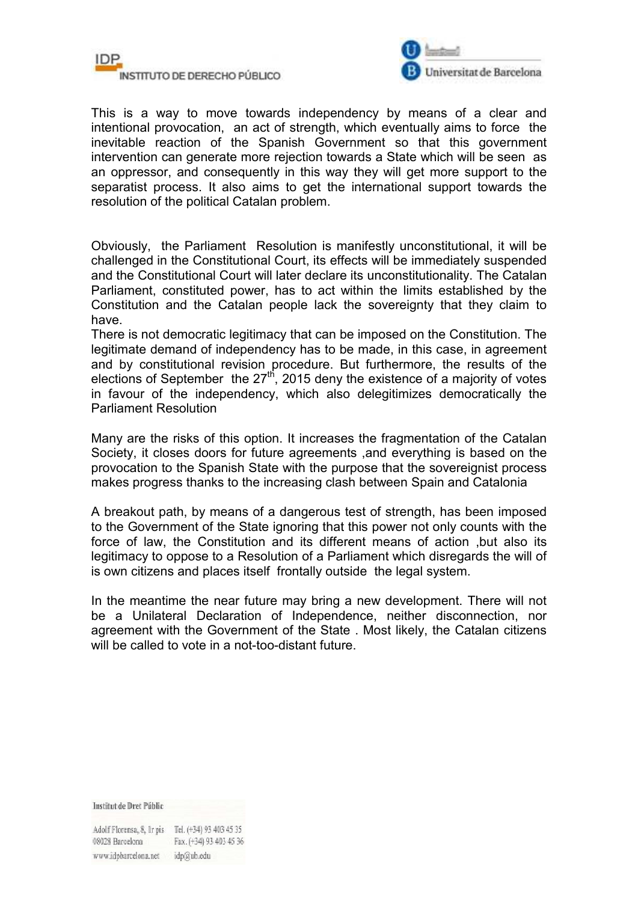This is a way to move towards independency by means of a clear and intentional provocation, an act of strength, which eventually aims to force the inevitable reaction of the Spanish Government so that this government intervention can generate more rejection towards a State which will be seen as an oppressor, and consequently in this way they will get more support to the separatist process. It also aims to get the international support towards the resolution of the political Catalan problem.

Obviously, the Parliament Resolution is manifestly unconstitutional, it will be challenged in the Constitutional Court, its effects will be immediately suspended and the Constitutional Court will later declare its unconstitutionality. The Catalan Parliament, constituted power, has to act within the limits established by the Constitution and the Catalan people lack the sovereignty that they claim to have.

There is not democratic legitimacy that can be imposed on the Constitution. The legitimate demand of independency has to be made, in this case, in agreement and by constitutional revision procedure. But furthermore, the results of the elections of September the 27th, 2015 deny the existence of a majority of votes in favour of the independency, which also delegitimizes democratically the Parliament Resolution

Many are the risks of this option. It increases the fragmentation of the Catalan Society, it closes doors for future agreements ,and everything is based on the provocation to the Spanish State with the purpose that the sovereignist process makes progress thanks to the increasing clash between Spain and Catalonia

A breakout path, by means of a dangerous test of strength, has been imposed to the Government of the State ignoring that this power not only counts with the force of law, the Constitution and its different means of action ,but also its legitimacy to oppose to a Resolution of a Parliament which disregards the will of is own citizens and places itself frontally outside the legal system.

In the meantime the near future may bring a new development. There will not be a Unilateral Declaration of Independence, neither disconnection, nor agreement with the Government of the State . Most likely, the Catalan citizens will be called to vote in a not-too-distant future.